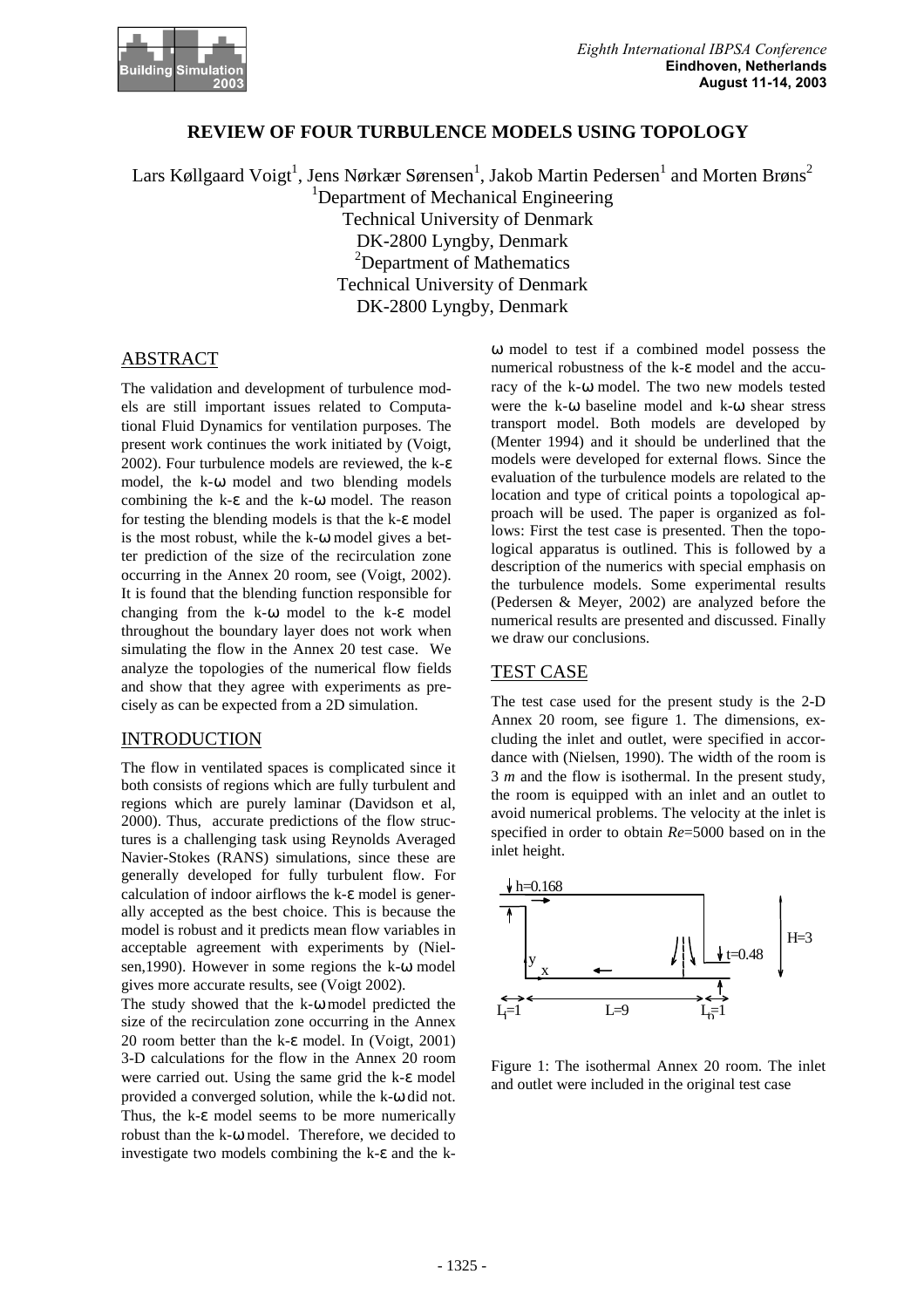# REVIEW OF FOUR TURBULENCE MODELS USING TOPOLOGY

Lars Køllgaard Voigt[1], Jens Nørkær Sørensen[1], Jakob Martin Pedersen[1] and Morten Brøns[2]

[1]Department of Mechanical Engineering
Technical University of Denmark
DK-2800 Lyngby, Denmark

[2]Department of Mathematics
Technical University of Denmark
DK-2800 Lyngby, Denmark

## ABSTRACT

The validation and development of turbulence models are still important issues related to Computational Fluid Dynamics for ventilation purposes. The present work continues the work initiated by (Voigt, 2002). Four turbulence models are reviewed, the k-ε model, the k-ω model and two blending models combining the k-ε and the k-ω model. The reason for testing the blending models is that the k-ε model is the most robust, while the k-ω model gives a better prediction of the size of the recirculation zone occurring in the Annex 20 room, see (Voigt, 2002). It is found that the blending function responsible for changing from the k-ω model to the k-ε model throughout the boundary layer does not work when simulating the flow in the Annex 20 test case. We analyze the topologies of the numerical flow fields and show that they agree with experiments as precisely as can be expected from a 2D simulation.

## INTRODUCTION

The flow in ventilated spaces is complicated since it both consists of regions which are fully turbulent and regions which are purely laminar (Davidson et al, 2000). Thus, accurate predictions of the flow structures is a challenging task using Reynolds Averaged Navier-Stokes (RANS) simulations, since these are generally developed for fully turbulent flow. For calculation of indoor airflows the k-ε model is generally accepted as the best choice. This is because the model is robust and it predicts mean flow variables in acceptable agreement with experiments by (Nielsen,1990). However in some regions the k-ω model gives more accurate results, see (Voigt 2002).

The study showed that the k-ω model predicted the size of the recirculation zone occurring in the Annex 20 room better than the k-ε model. In (Voigt, 2001) 3-D calculations for the flow in the Annex 20 room were carried out. Using the same grid the k-ε model provided a converged solution, while the k-ω did not. Thus, the k-ε model seems to be more numerically robust than the k-ω model. Therefore, we decided to investigate two models combining the k-ε and the k-ω model to test if a combined model possess the numerical robustness of the k-ε model and the accuracy of the k-ω model. The two new models tested were the k-ω baseline model and k-ω shear stress transport model. Both models are developed by (Menter 1994) and it should be underlined that the models were developed for external flows. Since the evaluation of the turbulence models are related to the location and type of critical points a topological approach will be used. The paper is organized as follows: First the test case is presented. Then the topological apparatus is outlined. This is followed by a description of the numerics with special emphasis on the turbulence models. Some experimental results (Pedersen & Meyer, 2002) are analyzed before the numerical results are presented and discussed. Finally we draw our conclusions.

## TEST CASE

The test case used for the present study is the 2-D Annex 20 room, see figure 1. The dimensions, excluding the inlet and outlet, were specified in accordance with (Nielsen, 1990). The width of the room is 3 *m* and the flow is isothermal. In the present study, the room is equipped with an inlet and an outlet to avoid numerical problems. The velocity at the inlet is specified in order to obtain *Re*=5000 based on in the inlet height.

Figure 1: The isothermal Annex 20 room. The inlet and outlet were included in the original test case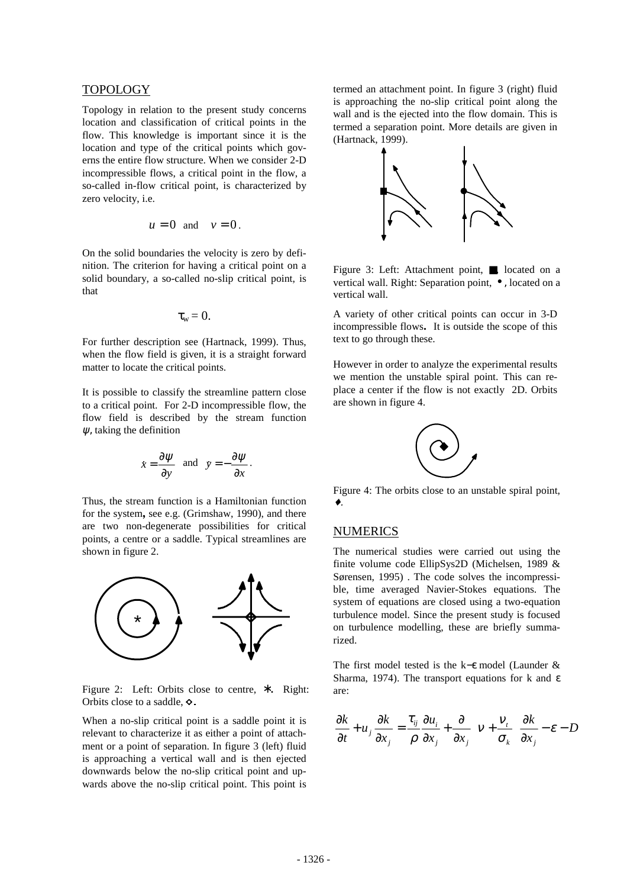## TOPOLOGY

Topology in relation to the present study concerns location and classification of critical points in the flow. This knowledge is important since it is the location and type of the critical points which governs the entire flow structure. When we consider 2-D incompressible flows, a critical point in the flow, a so-called in-flow critical point, is characterized by zero velocity, i.e.

$$u = 0 \quad \text{and} \quad v = 0 \, .$$

On the solid boundaries the velocity is zero by definition. The criterion for having a critical point on a solid boundary, a so-called no-slip critical point, is that

$$\tau_w = 0.$$

For further description see (Hartnack, 1999). Thus, when the flow field is given, it is a straight forward matter to locate the critical points.

It is possible to classify the streamline pattern close to a critical point. For 2-D incompressible flow, the flow field is described by the stream function $\psi$, taking the definition

$$\dot{x} = \frac{\partial \psi}{\partial y} \quad \text{and} \quad \dot{y} = -\frac{\partial \psi}{\partial x} \, .$$

Thus, the stream function is a Hamiltonian function for the system**,** see e.g. (Grimshaw, 1990), and there are two non-degenerate possibilities for critical points, a centre or a saddle. Typical streamlines are shown in figure 2.

Figure 2: Left: Orbits close to centre, $\ast$. Right: Orbits close to a saddle, $\diamond$.

When a no-slip critical point is a saddle point it is relevant to characterize it as either a point of attachment or a point of separation. In figure 3 (left) fluid is approaching a vertical wall and is then ejected downwards below the no-slip critical point and upwards above the no-slip critical point. This point is termed an attachment point. In figure 3 (right) fluid is approaching the no-slip critical point along the wall and is the ejected into the flow domain. This is termed a separation point. More details are given in (Hartnack, 1999).

Figure 3: Left: Attachment point, ■ located on a vertical wall. Right: Separation point, •, located on a vertical wall.

A variety of other critical points can occur in 3-D incompressible flows**.** It is outside the scope of this text to go through these.

However in order to analyze the experimental results we mention the unstable spiral point. This can replace a center if the flow is not exactly 2D. Orbits are shown in figure 4.

Figure 4: The orbits close to an unstable spiral point, ♦.

## NUMERICS

The numerical studies were carried out using the finite volume code EllipSys2D (Michelsen, 1989 & Sørensen, 1995) . The code solves the incompressible, time averaged Navier-Stokes equations. The system of equations are closed using a two-equation turbulence model. Since the present study is focused on turbulence modelling, these are briefly summarized.

The first model tested is the k−ε model (Launder & Sharma, 1974). The transport equations for k and ε are:

$$\frac{\partial k}{\partial t} + u_j \frac{\partial k}{\partial x_j} = \frac{\tau_{ij}}{\rho} \frac{\partial u_i}{\partial x_j} + \frac{\partial}{\partial x_j} \left[ \left( \nu + \frac{\nu_t}{\sigma_k} \right) \frac{\partial k}{\partial x_j} \right] - \varepsilon - D$$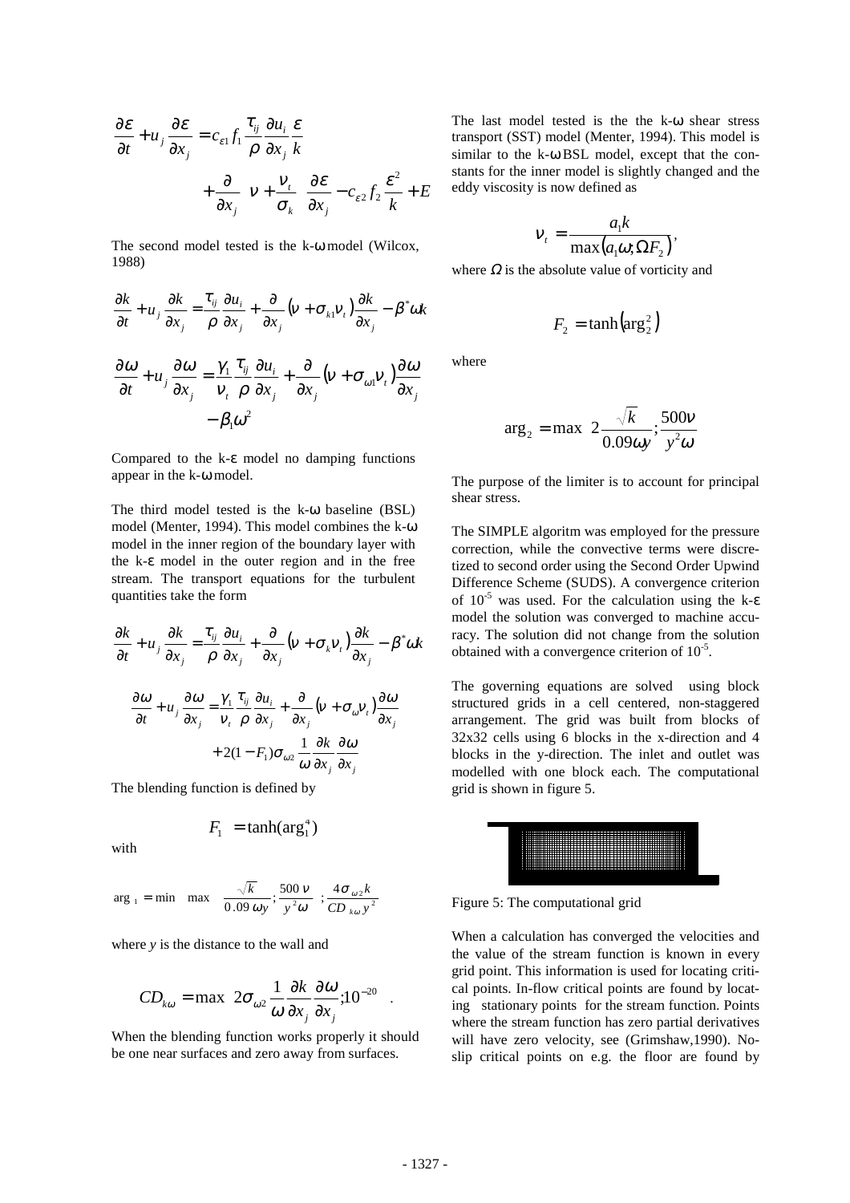$$\frac{\partial \varepsilon}{\partial t} + u_j \frac{\partial \varepsilon}{\partial x_j} = c_{\varepsilon 1} f_1 \frac{\tau_{ij}}{\rho} \frac{\partial u_i}{\partial x_j} \frac{\varepsilon}{k} + \frac{\partial}{\partial x_j}\left[\left(\nu + \frac{\nu_t}{\sigma_k}\right) \frac{\partial \varepsilon}{\partial x_j}\right] - c_{\varepsilon 2} f_2 \frac{\varepsilon^2}{k} + E$$

The second model tested is the k-ω model (Wilcox, 1988)

$$\frac{\partial k}{\partial t} + u_j \frac{\partial k}{\partial x_j} = \frac{\tau_{ij}}{\rho} \frac{\partial u_i}{\partial x_j} + \frac{\partial}{\partial x_j}\left(\nu + \sigma_{k1}\nu_t\right)\frac{\partial k}{\partial x_j} - \beta^* \omega k$$

$$\frac{\partial \omega}{\partial t} + u_j \frac{\partial \omega}{\partial x_j} = \frac{\gamma_1}{\nu_t} \frac{\tau_{ij}}{\rho} \frac{\partial u_i}{\partial x_j} + \frac{\partial}{\partial x_j}\left(\nu + \sigma_{\omega 1}\nu_t\right)\frac{\partial \omega}{\partial x_j} - \beta_1 \omega^2$$

Compared to the k-ε model no damping functions appear in the k-ω model.

The third model tested is the k-ω baseline (BSL) model (Menter, 1994). This model combines the k-ω model in the inner region of the boundary layer with the k-ε model in the outer region and in the free stream. The transport equations for the turbulent quantities take the form

$$\frac{\partial k}{\partial t} + u_j \frac{\partial k}{\partial x_j} = \frac{\tau_{ij}}{\rho} \frac{\partial u_i}{\partial x_j} + \frac{\partial}{\partial x_j}\left(\nu + \sigma_k \nu_t\right)\frac{\partial k}{\partial x_j} - \beta^* \omega k$$

$$\frac{\partial \omega}{\partial t} + u_j \frac{\partial \omega}{\partial x_j} = \frac{\gamma_1}{\nu_t} \frac{\tau_{ij}}{\rho} \frac{\partial u_i}{\partial x_j} + \frac{\partial}{\partial x_j}\left(\nu + \sigma_\omega \nu_t\right)\frac{\partial \omega}{\partial x_j} + 2(1 - F_1)\sigma_{\omega 2} \frac{1}{\omega} \frac{\partial k}{\partial x_j} \frac{\partial \omega}{\partial x_j}$$

The blending function is defined by

$$F_1 = \tanh(\arg_1^4)$$

with

$$\arg_1 = \min\left[\max\left(\frac{\sqrt{k}}{0.09\,\omega y}; \frac{500\,\nu}{y^2 \omega}\right); \frac{4\sigma_{\omega 2} k}{CD_{k\omega} y^2}\right]$$

where *y* is the distance to the wall and

$$CD_{k\omega} = \max\left(2\sigma_{\omega 2} \frac{1}{\omega} \frac{\partial k}{\partial x_j} \frac{\partial \omega}{\partial x_j}; 10^{-20}\right).$$

When the blending function works properly it should be one near surfaces and zero away from surfaces.

The last model tested is the the k-ω shear stress transport (SST) model (Menter, 1994). This model is similar to the k-ω BSL model, except that the constants for the inner model is slightly changed and the eddy viscosity is now defined as

$$\nu_t = \frac{a_1 k}{\max(a_1 \omega; \Omega F_2)},$$

where $\Omega$ is the absolute value of vorticity and

$$F_2 = \tanh\left(\arg_2^2\right)$$

where

$$\arg_2 = \max\left(2\frac{\sqrt{k}}{0.09\omega y}; \frac{500\nu}{y^2 \omega}\right)$$

The purpose of the limiter is to account for principal shear stress.

The SIMPLE algoritm was employed for the pressure correction, while the convective terms were discretized to second order using the Second Order Upwind Difference Scheme (SUDS). A convergence criterion of $10^{-5}$ was used. For the calculation using the k-ε model the solution was converged to machine accuracy. The solution did not change from the solution obtained with a convergence criterion of $10^{-5}$.

The governing equations are solved using block structured grids in a cell centered, non-staggered arrangement. The grid was built from blocks of 32x32 cells using 6 blocks in the x-direction and 4 blocks in the y-direction. The inlet and outlet was modelled with one block each. The computational grid is shown in figure 5.

Figure 5: The computational grid

When a calculation has converged the velocities and the value of the stream function is known in every grid point. This information is used for locating critical points. In-flow critical points are found by locating stationary points for the stream function. Points where the stream function has zero partial derivatives will have zero velocity, see (Grimshaw,1990). No-slip critical points on e.g. the floor are found by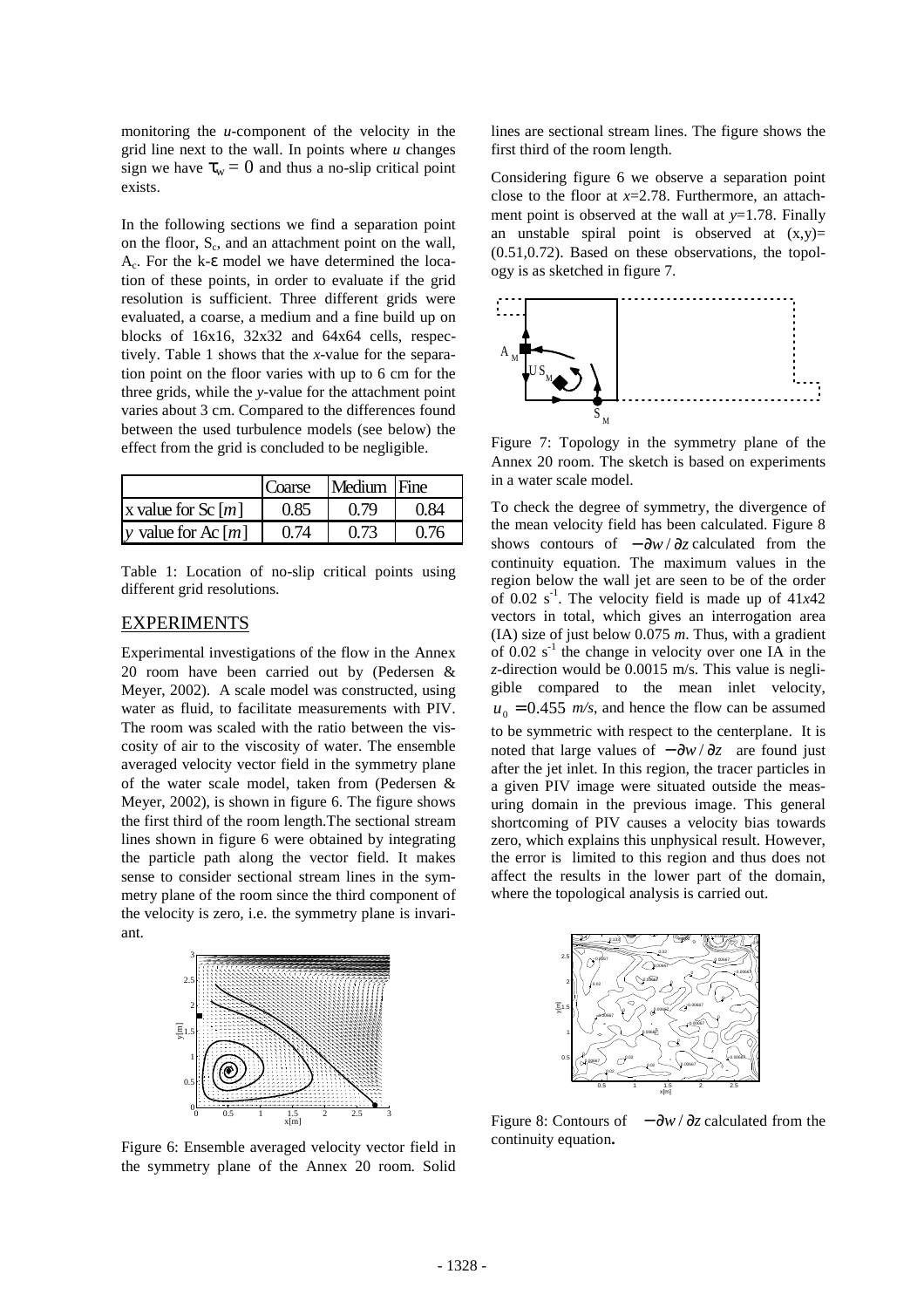monitoring the *u*-component of the velocity in the grid line next to the wall. In points where *u* changes sign we have $\tau_w = 0$ and thus a no-slip critical point exists.

In the following sections we find a separation point on the floor, $S_c$, and an attachment point on the wall, $A_c$. For the k-ε model we have determined the location of these points, in order to evaluate if the grid resolution is sufficient. Three different grids were evaluated, a coarse, a medium and a fine build up on blocks of 16x16, 32x32 and 64x64 cells, respectively. Table 1 shows that the *x*-value for the separation point on the floor varies with up to 6 cm for the three grids, while the *y*-value for the attachment point varies about 3 cm. Compared to the differences found between the used turbulence models (see below) the effect from the grid is concluded to be negligible.

| | Coarse | Medium | Fine |
|---|---|---|---|
| x value for Sc [*m*] | 0.85 | 0.79 | 0.84 |
| *y* value for Ac [*m*] | 0.74 | 0.73 | 0.76 |

Table 1: Location of no-slip critical points using different grid resolutions.

## EXPERIMENTS

Experimental investigations of the flow in the Annex 20 room have been carried out by (Pedersen & Meyer, 2002). A scale model was constructed, using water as fluid, to facilitate measurements with PIV. The room was scaled with the ratio between the viscosity of air to the viscosity of water. The ensemble averaged velocity vector field in the symmetry plane of the water scale model, taken from (Pedersen & Meyer, 2002), is shown in figure 6. The figure shows the first third of the room length.The sectional stream lines shown in figure 6 were obtained by integrating the particle path along the vector field. It makes sense to consider sectional stream lines in the symmetry plane of the room since the third component of the velocity is zero, i.e. the symmetry plane is invariant.

Figure 6: Ensemble averaged velocity vector field in the symmetry plane of the Annex 20 room. Solid lines are sectional stream lines. The figure shows the first third of the room length.

Considering figure 6 we observe a separation point close to the floor at *x*=2.78. Furthermore, an attachment point is observed at the wall at *y*=1.78. Finally an unstable spiral point is observed at (x,y)= (0.51,0.72). Based on these observations, the topology is as sketched in figure 7.

Figure 7: Topology in the symmetry plane of the Annex 20 room. The sketch is based on experiments in a water scale model.

To check the degree of symmetry, the divergence of the mean velocity field has been calculated. Figure 8 shows contours of $-\partial w/\partial z$ calculated from the continuity equation. The maximum values in the region below the wall jet are seen to be of the order of 0.02 $s^{-1}$. The velocity field is made up of 41x42 vectors in total, which gives an interrogation area (IA) size of just below 0.075 *m*. Thus, with a gradient of 0.02 $s^{-1}$ the change in velocity over one IA in the *z*-direction would be 0.0015 m/s. This value is negligible compared to the mean inlet velocity, $u_0 = 0.455$ *m/s*, and hence the flow can be assumed to be symmetric with respect to the centerplane. It is noted that large values of $-\partial w/\partial z$ are found just after the jet inlet. In this region, the tracer particles in a given PIV image were situated outside the measuring domain in the previous image. This general shortcoming of PIV causes a velocity bias towards zero, which explains this unphysical result. However, the error is limited to this region and thus does not affect the results in the lower part of the domain, where the topological analysis is carried out.

Figure 8: Contours of $-\partial w/\partial z$ calculated from the continuity equation.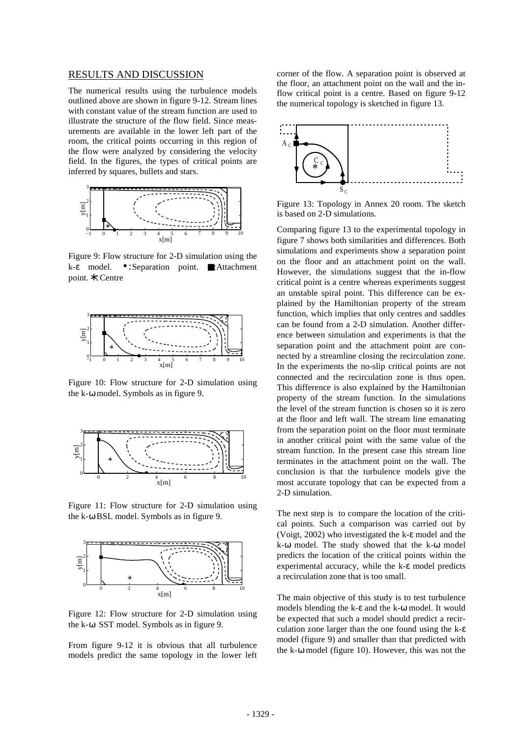## RESULTS AND DISCUSSION

The numerical results using the turbulence models outlined above are shown in figure 9-12. Stream lines with constant value of the stream function are used to illustrate the structure of the flow field. Since measurements are available in the lower left part of the room, the critical points occurring in this region of the flow were analyzed by considering the velocity field. In the figures, the types of critical points are inferred by squares, bullets and stars.

Figure 9: Flow structure for 2-D simulation using the k-ε model. •: Separation point. ■: Attachment point. ∗: Centre

Figure 10: Flow structure for 2-D simulation using the k-ω model. Symbols as in figure 9.

Figure 11: Flow structure for 2-D simulation using the k-ω BSL model. Symbols as in figure 9.

Figure 12: Flow structure for 2-D simulation using the k-ω SST model. Symbols as in figure 9.

From figure 9-12 it is obvious that all turbulence models predict the same topology in the lower left corner of the flow. A separation point is observed at the floor, an attachment point on the wall and the in-flow critical point is a centre. Based on figure 9-12 the numerical topology is sketched in figure 13.

Figure 13: Topology in Annex 20 room. The sketch is based on 2-D simulations.

Comparing figure 13 to the experimental topology in figure 7 shows both similarities and differences. Both simulations and experiments show a separation point on the floor and an attachment point on the wall. However, the simulations suggest that the in-flow critical point is a centre whereas experiments suggest an unstable spiral point. This difference can be explained by the Hamiltonian property of the stream function, which implies that only centres and saddles can be found from a 2-D simulation. Another difference between simulation and experiments is that the separation point and the attachment point are connected by a streamline closing the recirculation zone. In the experiments the no-slip critical points are not connected and the recirculation zone is thus open. This difference is also explained by the Hamiltonian property of the stream function. In the simulations the level of the stream function is chosen so it is zero at the floor and left wall. The stream line emanating from the separation point on the floor must terminate in another critical point with the same value of the stream function. In the present case this stream line terminates in the attachment point on the wall. The conclusion is that the turbulence models give the most accurate topology that can be expected from a 2-D simulation.

The next step is to compare the location of the critical points. Such a comparison was carried out by (Voigt, 2002) who investigated the k-ε model and the k-ω model. The study showed that the k-ω model predicts the location of the critical points within the experimental accuracy, while the k-ε model predicts a recirculation zone that is too small.

The main objective of this study is to test turbulence models blending the k-ε and the k-ω model. It would be expected that such a model should predict a recirculation zone larger than the one found using the k-ε model (figure 9) and smaller than that predicted with the k-ω model (figure 10). However, this was not the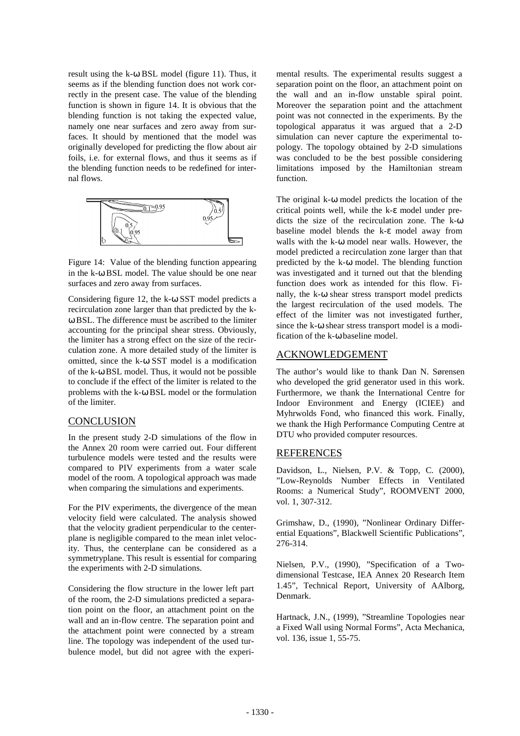result using the k-ω BSL model (figure 11). Thus, it seems as if the blending function does not work correctly in the present case. The value of the blending function is shown in figure 14. It is obvious that the blending function is not taking the expected value, namely one near surfaces and zero away from surfaces. It should by mentioned that the model was originally developed for predicting the flow about air foils, i.e. for external flows, and thus it seems as if the blending function needs to be redefined for internal flows.

Figure 14: Value of the blending function appearing in the k-ω BSL model. The value should be one near surfaces and zero away from surfaces.

Considering figure 12, the k-ω SST model predicts a recirculation zone larger than that predicted by the k-ω BSL. The difference must be ascribed to the limiter accounting for the principal shear stress. Obviously, the limiter has a strong effect on the size of the recirculation zone. A more detailed study of the limiter is omitted, since the k-ω SST model is a modification of the k-ω BSL model. Thus, it would not be possible to conclude if the effect of the limiter is related to the problems with the k-ω BSL model or the formulation of the limiter.

## CONCLUSION

In the present study 2-D simulations of the flow in the Annex 20 room were carried out. Four different turbulence models were tested and the results were compared to PIV experiments from a water scale model of the room. A topological approach was made when comparing the simulations and experiments.

For the PIV experiments, the divergence of the mean velocity field were calculated. The analysis showed that the velocity gradient perpendicular to the centerplane is negligible compared to the mean inlet velocity. Thus, the centerplane can be considered as a symmetryplane. This result is essential for comparing the experiments with 2-D simulations.

Considering the flow structure in the lower left part of the room, the 2-D simulations predicted a separation point on the floor, an attachment point on the wall and an in-flow centre. The separation point and the attachment point were connected by a stream line. The topology was independent of the used turbulence model, but did not agree with the experimental results. The experimental results suggest a separation point on the floor, an attachment point on the wall and an in-flow unstable spiral point. Moreover the separation point and the attachment point was not connected in the experiments. By the topological apparatus it was argued that a 2-D simulation can never capture the experimental topology. The topology obtained by 2-D simulations was concluded to be the best possible considering limitations imposed by the Hamiltonian stream function.

The original k-ω model predicts the location of the critical points well, while the k-ε model under predicts the size of the recirculation zone. The k-ω baseline model blends the k-ε model away from walls with the k-ω model near walls. However, the model predicted a recirculation zone larger than that predicted by the k-ω model. The blending function was investigated and it turned out that the blending function does work as intended for this flow. Finally, the k-ω shear stress transport model predicts the largest recirculation of the used models. The effect of the limiter was not investigated further, since the k-ω shear stress transport model is a modification of the k-ω baseline model.

## ACKNOWLEDGEMENT

The author's would like to thank Dan N. Sørensen who developed the grid generator used in this work. Furthermore, we thank the International Centre for Indoor Environment and Energy (ICIEE) and Myhrwolds Fond, who financed this work. Finally, we thank the High Performance Computing Centre at DTU who provided computer resources.

## REFERENCES

Davidson, L., Nielsen, P.V. & Topp, C. (2000), "Low-Reynolds Number Effects in Ventilated Rooms: a Numerical Study", ROOMVENT 2000, vol. 1, 307-312.

Grimshaw, D., (1990), "Nonlinear Ordinary Differential Equations", Blackwell Scientific Publications", 276-314.

Nielsen, P.V., (1990), "Specification of a Two-dimensional Testcase, IEA Annex 20 Research Item 1.45", Technical Report, University of AAlborg, Denmark.

Hartnack, J.N., (1999), "Streamline Topologies near a Fixed Wall using Normal Forms", Acta Mechanica, vol. 136, issue 1, 55-75.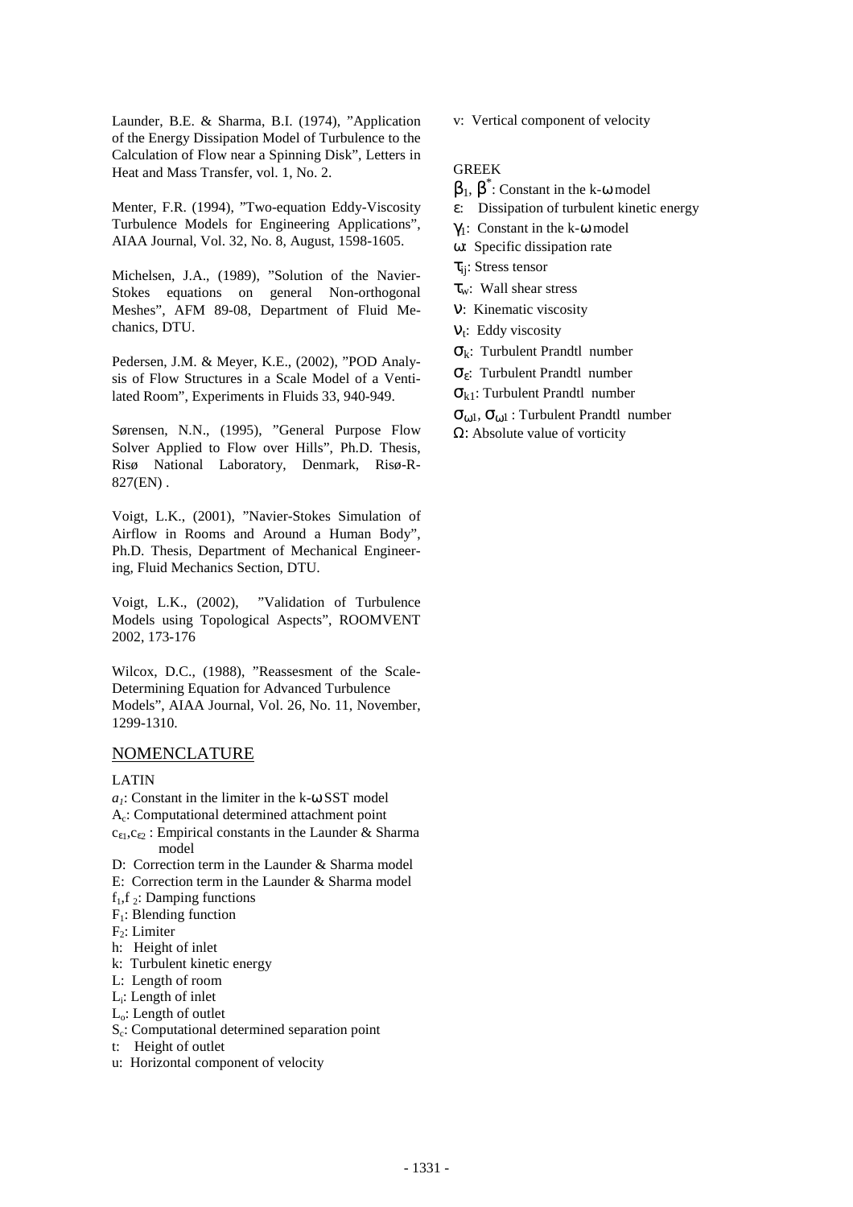Launder, B.E. & Sharma, B.I. (1974), "Application of the Energy Dissipation Model of Turbulence to the Calculation of Flow near a Spinning Disk", Letters in Heat and Mass Transfer, vol. 1, No. 2.

Menter, F.R. (1994), "Two-equation Eddy-Viscosity Turbulence Models for Engineering Applications", AIAA Journal, Vol. 32, No. 8, August, 1598-1605.

Michelsen, J.A., (1989), "Solution of the Navier-Stokes equations on general Non-orthogonal Meshes", AFM 89-08, Department of Fluid Mechanics, DTU.

Pedersen, J.M. & Meyer, K.E., (2002), "POD Analysis of Flow Structures in a Scale Model of a Ventilated Room", Experiments in Fluids 33, 940-949.

Sørensen, N.N., (1995), "General Purpose Flow Solver Applied to Flow over Hills", Ph.D. Thesis, Risø National Laboratory, Denmark, Risø-R-827(EN) .

Voigt, L.K., (2001), "Navier-Stokes Simulation of Airflow in Rooms and Around a Human Body", Ph.D. Thesis, Department of Mechanical Engineering, Fluid Mechanics Section, DTU.

Voigt, L.K., (2002), "Validation of Turbulence Models using Topological Aspects", ROOMVENT 2002, 173-176

Wilcox, D.C., (1988), "Reassesment of the Scale-Determining Equation for Advanced Turbulence Models", AIAA Journal, Vol. 26, No. 11, November, 1299-1310.

## NOMENCLATURE

LATIN

$a_1$: Constant in the limiter in the k-ω SST model
$A_c$: Computational determined attachment point
$c_{\varepsilon 1}, c_{\varepsilon 2}$ : Empirical constants in the Launder & Sharma model
D: Correction term in the Launder & Sharma model
E: Correction term in the Launder & Sharma model
$f_1, f_2$: Damping functions
$F_1$: Blending function
$F_2$: Limiter
h: Height of inlet
k: Turbulent kinetic energy
L: Length of room
$L_i$: Length of inlet
$L_o$: Length of outlet
$S_c$: Computational determined separation point
t: Height of outlet
u: Horizontal component of velocity
v: Vertical component of velocity

GREEK

$\beta_1$, $\beta^*$: Constant in the k-ω model
$\varepsilon$: Dissipation of turbulent kinetic energy
$\gamma_1$: Constant in the k-ω model
$\omega$: Specific dissipation rate
$\tau_{ij}$: Stress tensor
$\tau_w$: Wall shear stress
$\nu$: Kinematic viscosity
$\nu_t$: Eddy viscosity
$\sigma_k$: Turbulent Prandtl number
$\sigma_\varepsilon$: Turbulent Prandtl number
$\sigma_{k1}$: Turbulent Prandtl number
$\sigma_{\omega 1}$, $\sigma_{\omega 1}$ : Turbulent Prandtl number
$\Omega$: Absolute value of vorticity